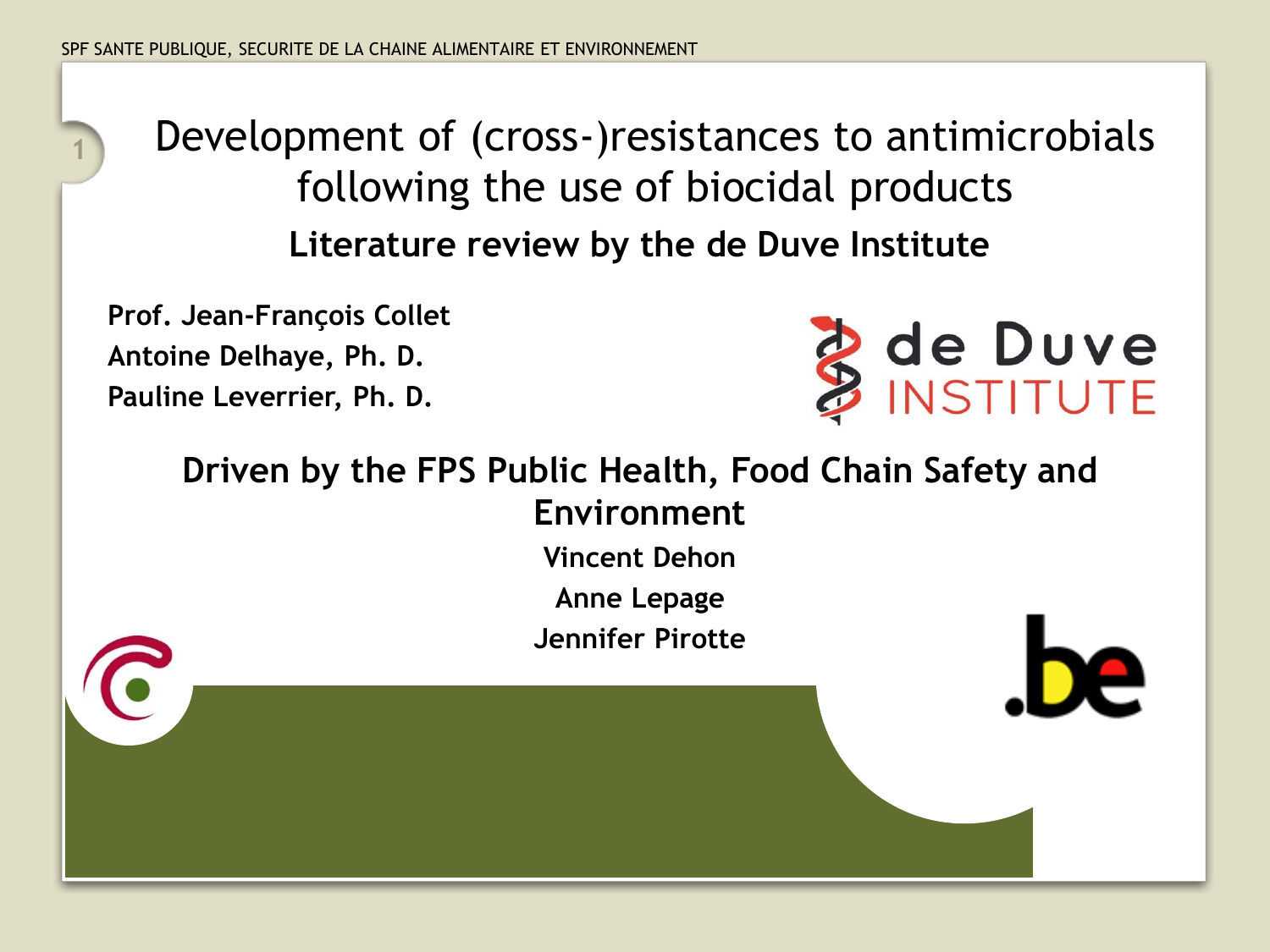# Development of (cross-)resistances to antimicrobials following the use of biocidal products

## Literature review by the de Duve Institute

**Prof. Jean-François Collet**
**Antoine Delhaye, Ph. D.**
**Pauline Leverrier, Ph. D.**

de Duve INSTITUTE

**Driven by the FPS Public Health, Food Chain Safety and Environment**

**Vincent Dehon**
**Anne Lepage**
**Jennifer Pirotte**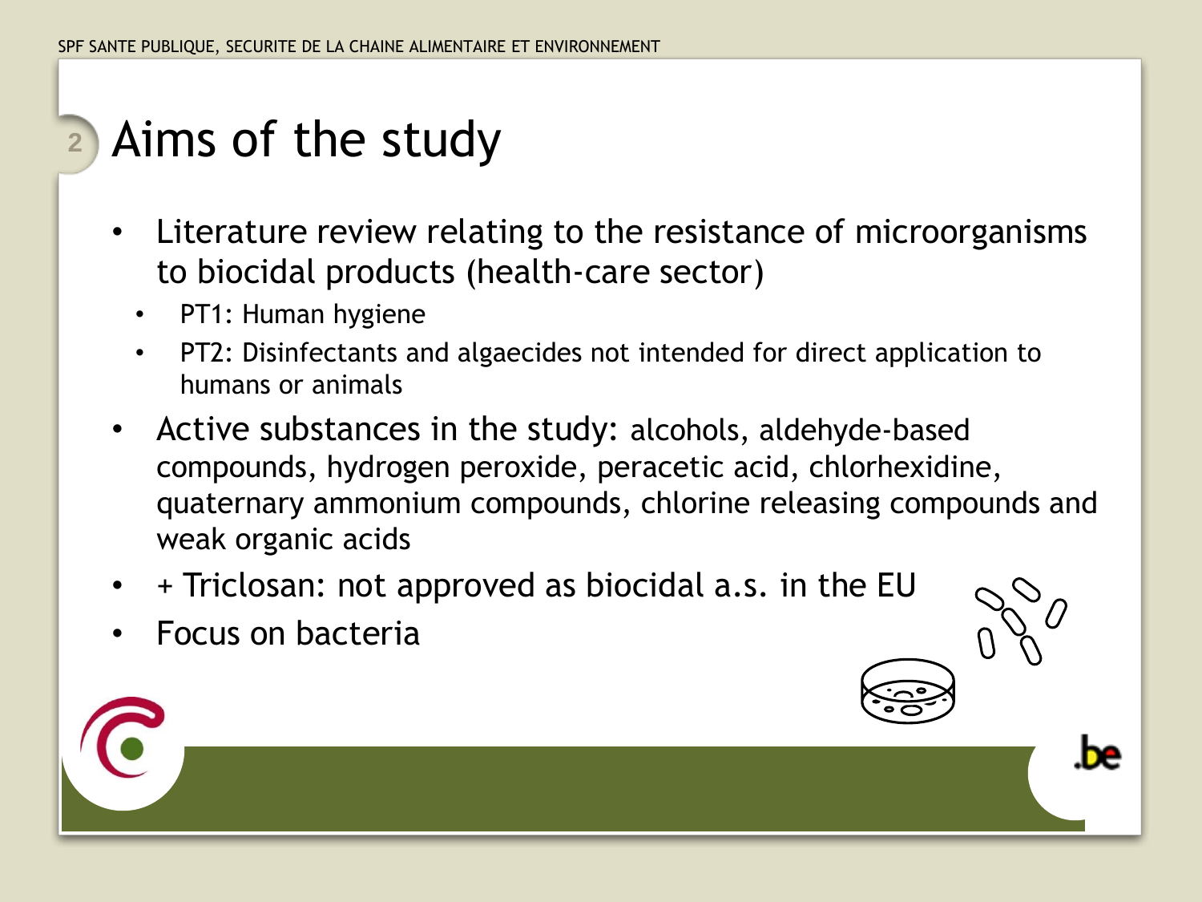# Aims of the study

- Literature review relating to the resistance of microorganisms to biocidal products (health-care sector)
  - PT1: Human hygiene
  - PT2: Disinfectants and algaecides not intended for direct application to humans or animals
- Active substances in the study: alcohols, aldehyde-based compounds, hydrogen peroxide, peracetic acid, chlorhexidine, quaternary ammonium compounds, chlorine releasing compounds and weak organic acids
- + Triclosan: not approved as biocidal a.s. in the EU
- Focus on bacteria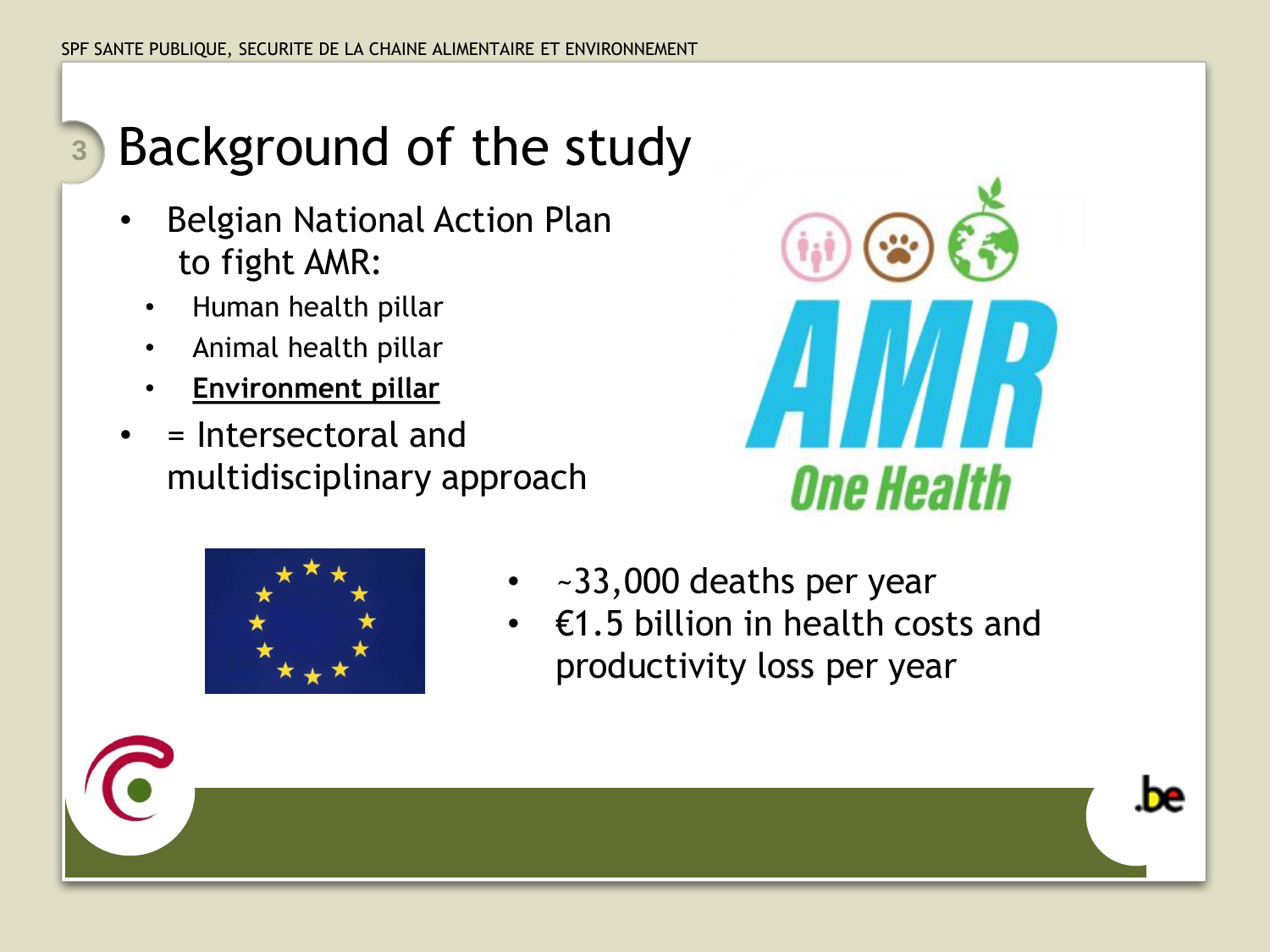# Background of the study

- Belgian National Action Plan to fight AMR:
  - Human health pillar
  - Animal health pillar
  - **Environment pillar**
- = Intersectoral and multidisciplinary approach

AMR

One Health

- ~33,000 deaths per year
- €1.5 billion in health costs and productivity loss per year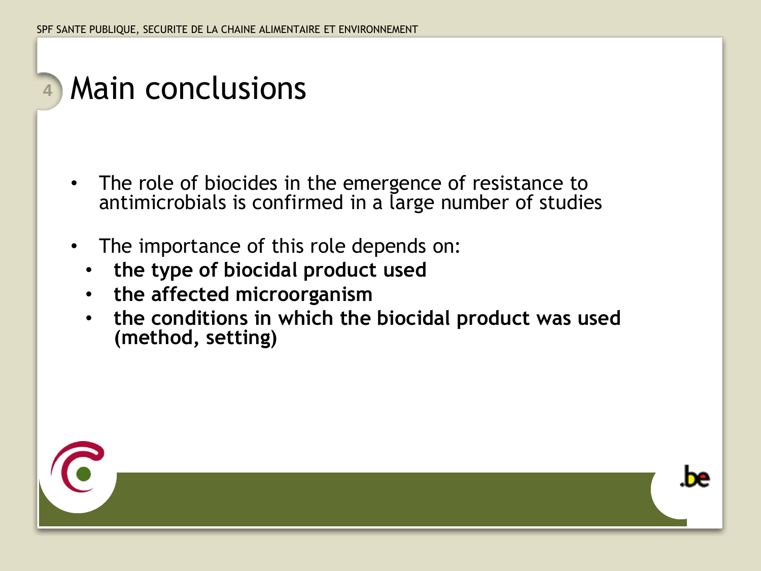# Main conclusions

- The role of biocides in the emergence of resistance to antimicrobials is confirmed in a large number of studies
- The importance of this role depends on:
  - **the type of biocidal product used**
  - **the affected microorganism**
  - **the conditions in which the biocidal product was used (method, setting)**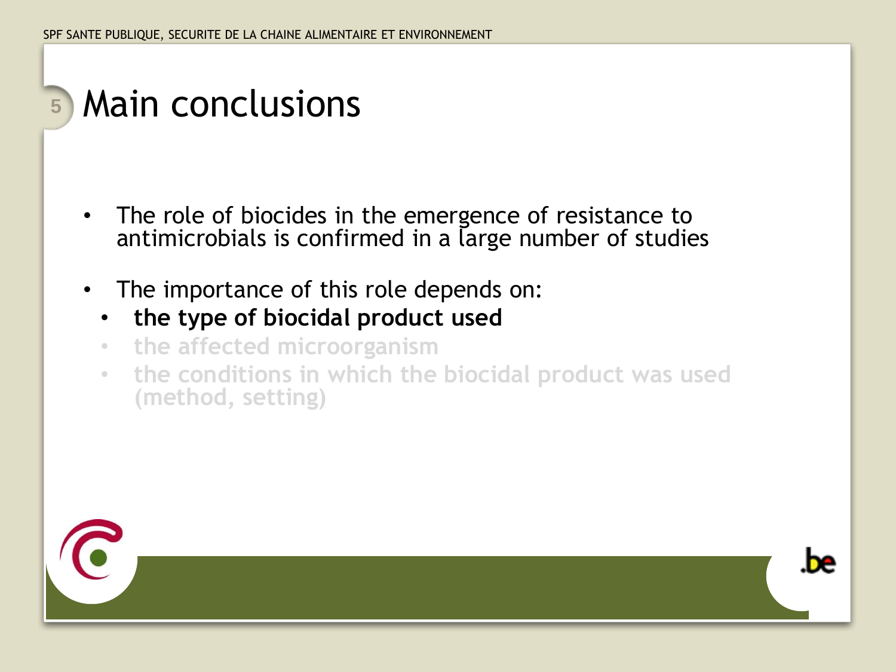# Main conclusions

- The role of biocides in the emergence of resistance to antimicrobials is confirmed in a large number of studies
- The importance of this role depends on:
  - **the type of biocidal product used**
  - the affected microorganism
  - the conditions in which the biocidal product was used (method, setting)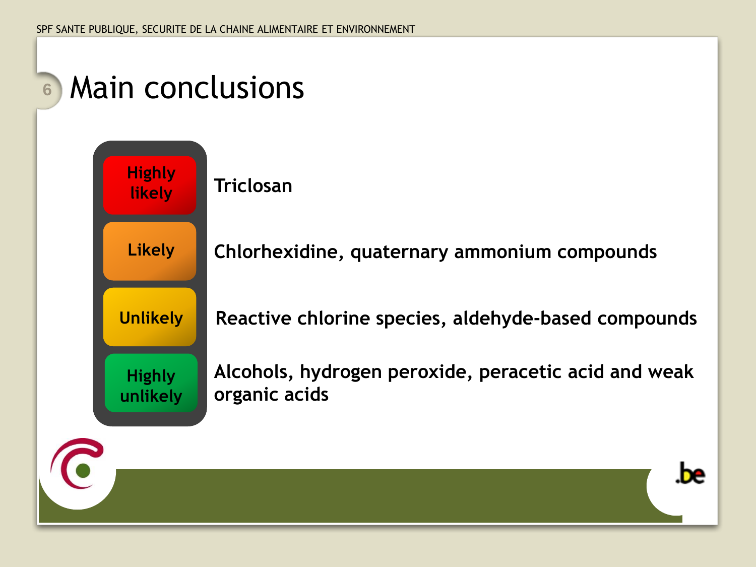# Main conclusions

| Likelihood | Substances |
| --- | --- |
| Highly likely | Triclosan |
| Likely | Chlorhexidine, quaternary ammonium compounds |
| Unlikely | Reactive chlorine species, aldehyde-based compounds |
| Highly unlikely | Alcohols, hydrogen peroxide, peracetic acid and weak organic acids |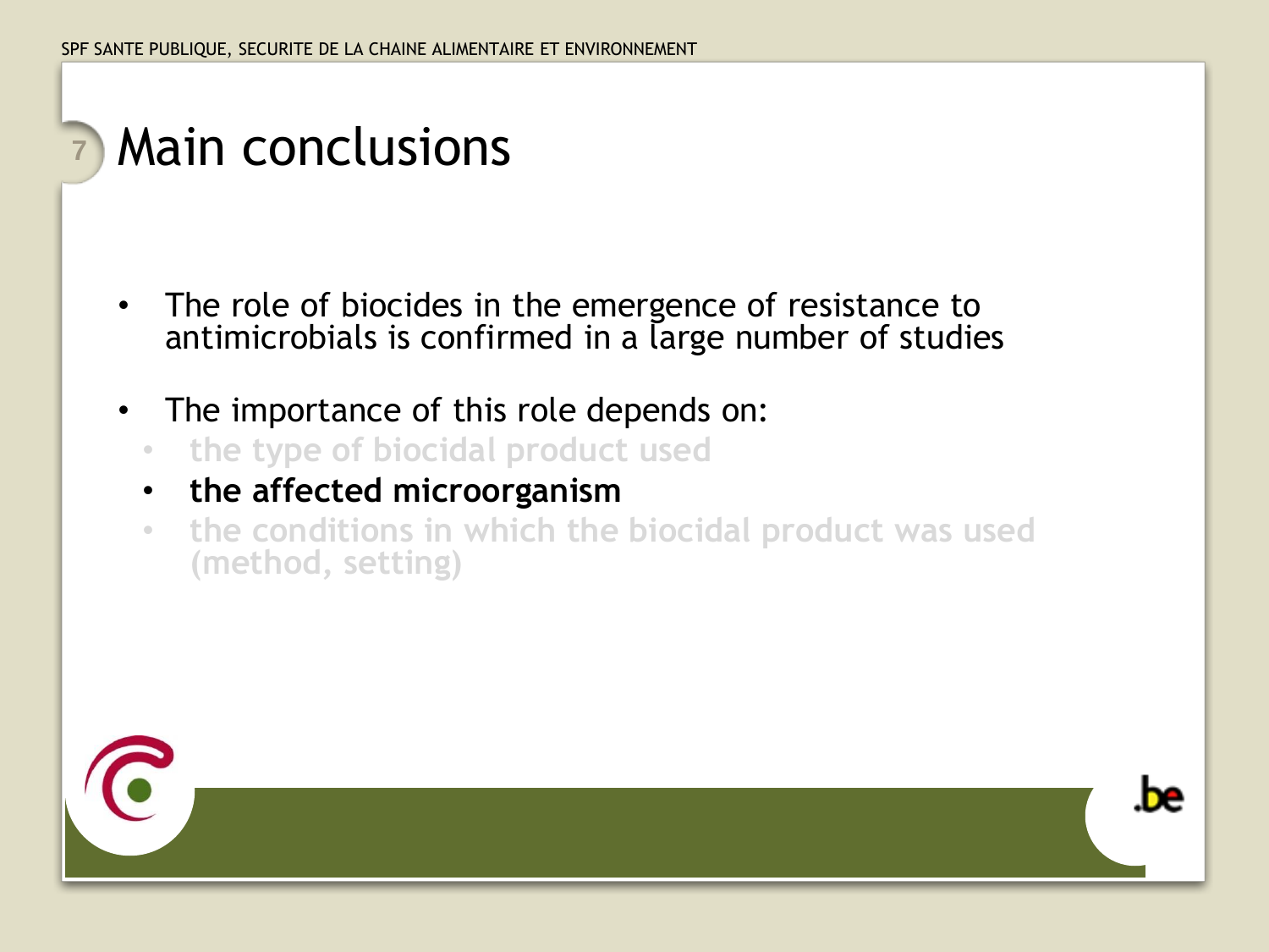# Main conclusions

- The role of biocides in the emergence of resistance to antimicrobials is confirmed in a large number of studies
- The importance of this role depends on:
  - the type of biocidal product used
  - **the affected microorganism**
  - the conditions in which the biocidal product was used (method, setting)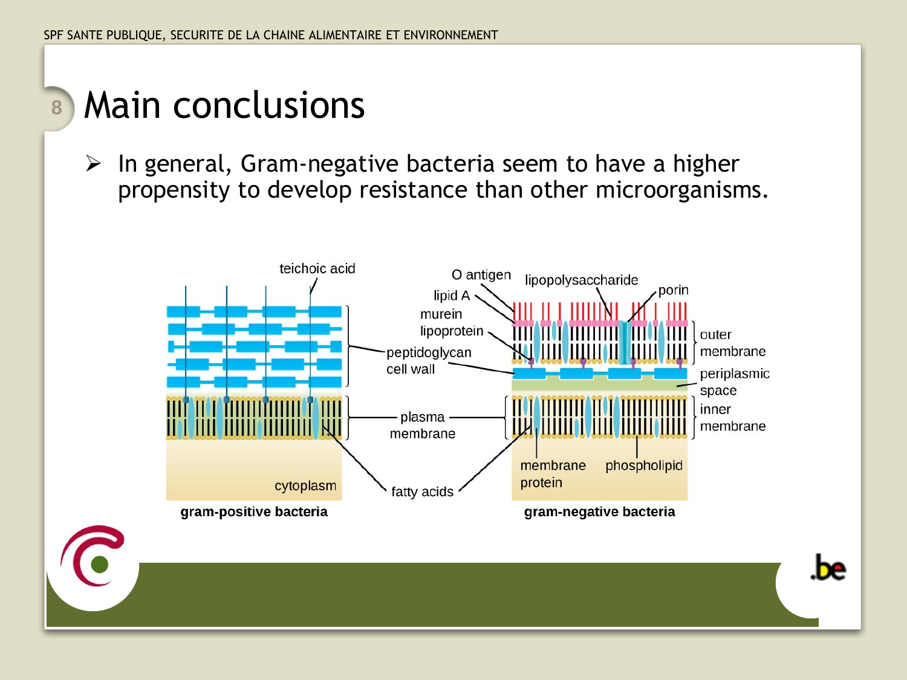# Main conclusions

- In general, Gram-negative bacteria seem to have a higher propensity to develop resistance than other microorganisms.

teichoic acid

O antigen

lipopolysaccharide

porin

lipid A

murein lipoprotein

peptidoglycan cell wall

outer membrane

periplasmic space

inner membrane

plasma membrane

membrane protein

phospholipid

cytoplasm

fatty acids

**gram-positive bacteria**

**gram-negative bacteria**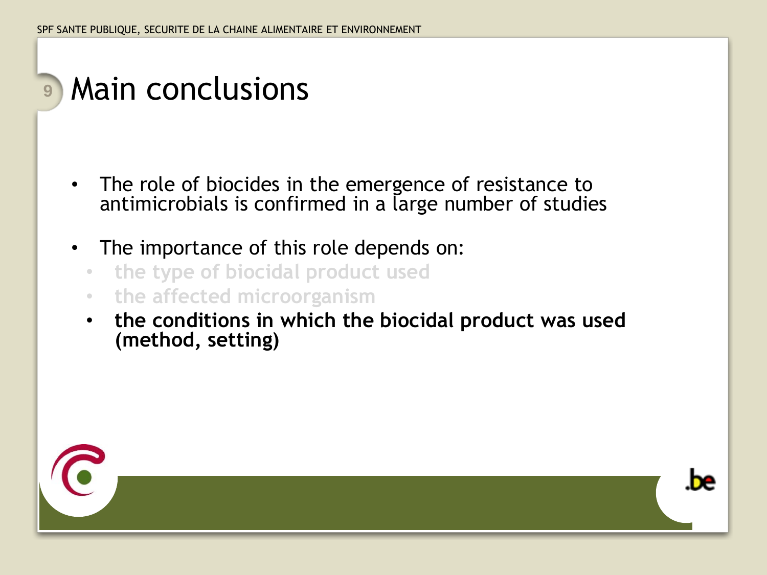# Main conclusions

- The role of biocides in the emergence of resistance to antimicrobials is confirmed in a large number of studies
- The importance of this role depends on:
  - the type of biocidal product used
  - the affected microorganism
  - **the conditions in which the biocidal product was used (method, setting)**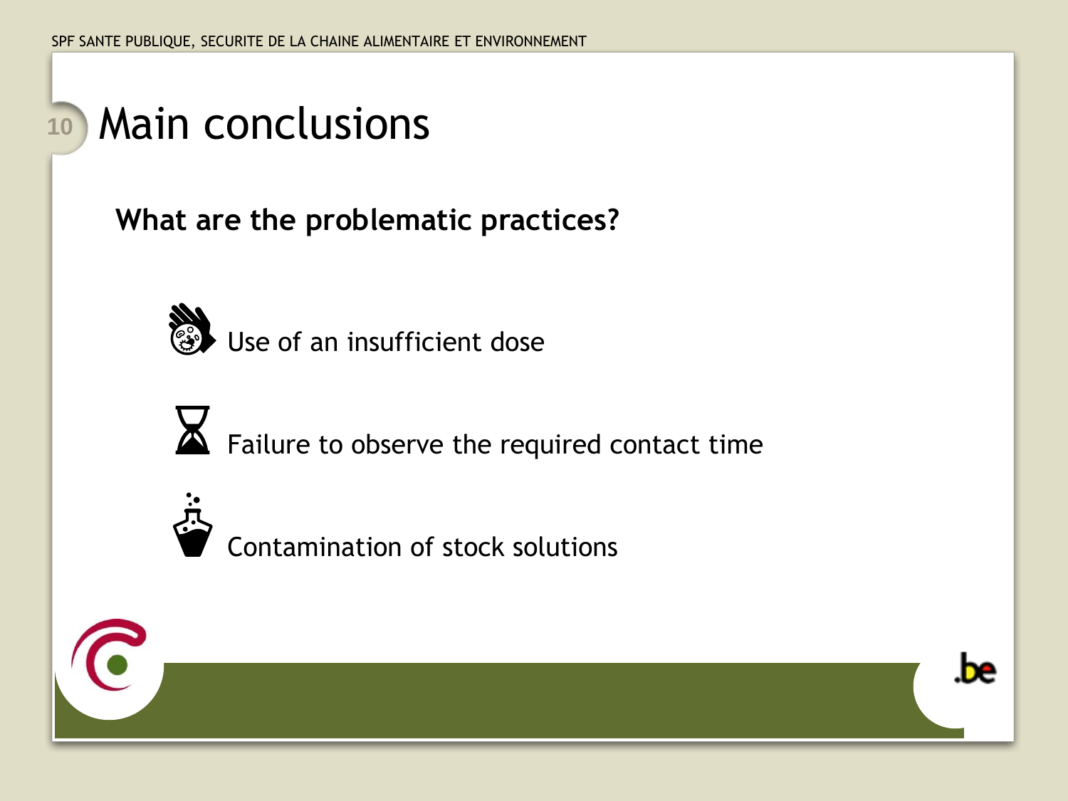# Main conclusions

**What are the problematic practices?**

- Use of an insufficient dose
- Failure to observe the required contact time
- Contamination of stock solutions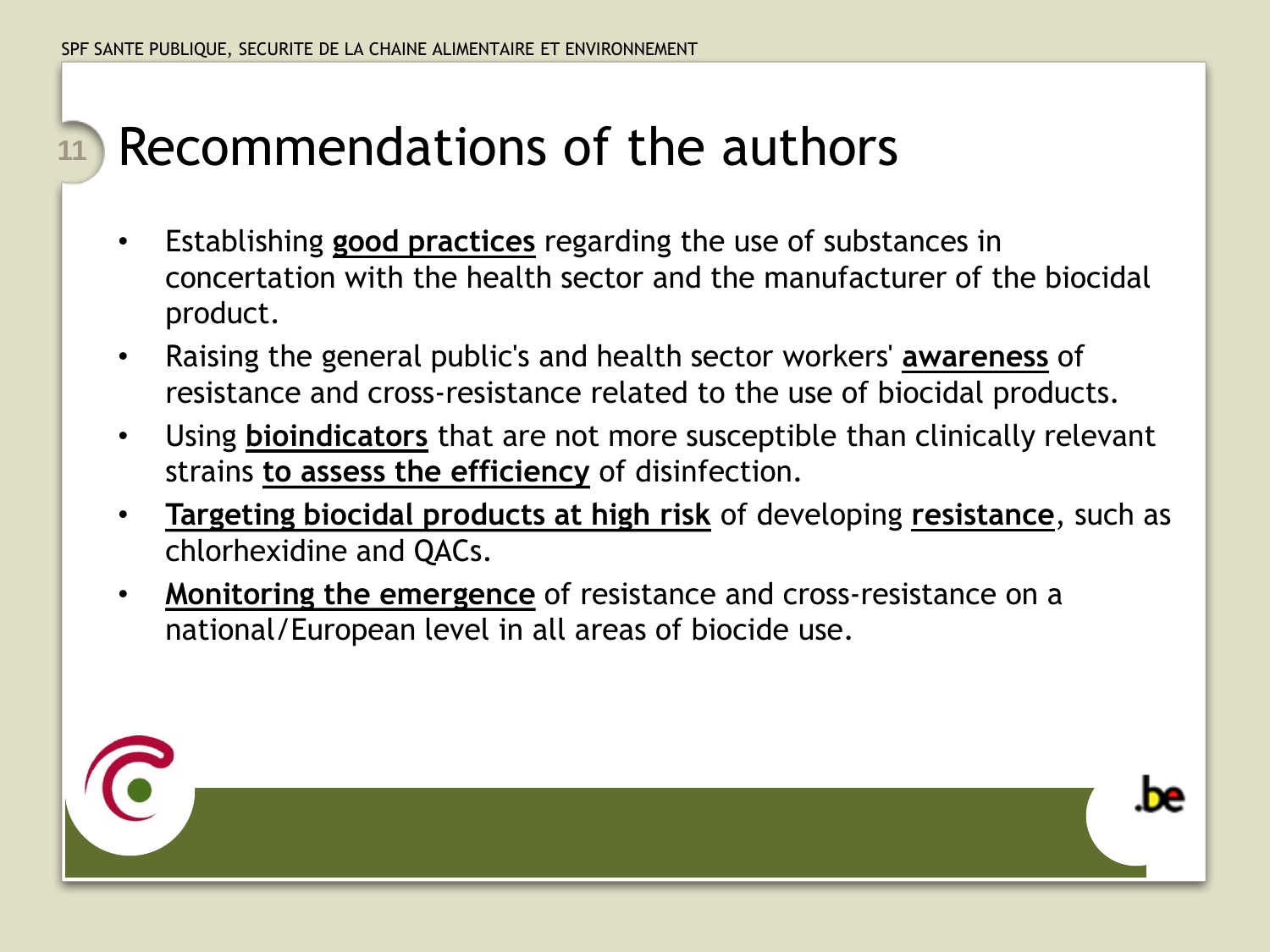# Recommendations of the authors

- Establishing **good practices** regarding the use of substances in concertation with the health sector and the manufacturer of the biocidal product.
- Raising the general public's and health sector workers' **awareness** of resistance and cross-resistance related to the use of biocidal products.
- Using **bioindicators** that are not more susceptible than clinically relevant strains **to assess the efficiency** of disinfection.
- **Targeting biocidal products at high risk** of developing **resistance**, such as chlorhexidine and QACs.
- **Monitoring the emergence** of resistance and cross-resistance on a national/European level in all areas of biocide use.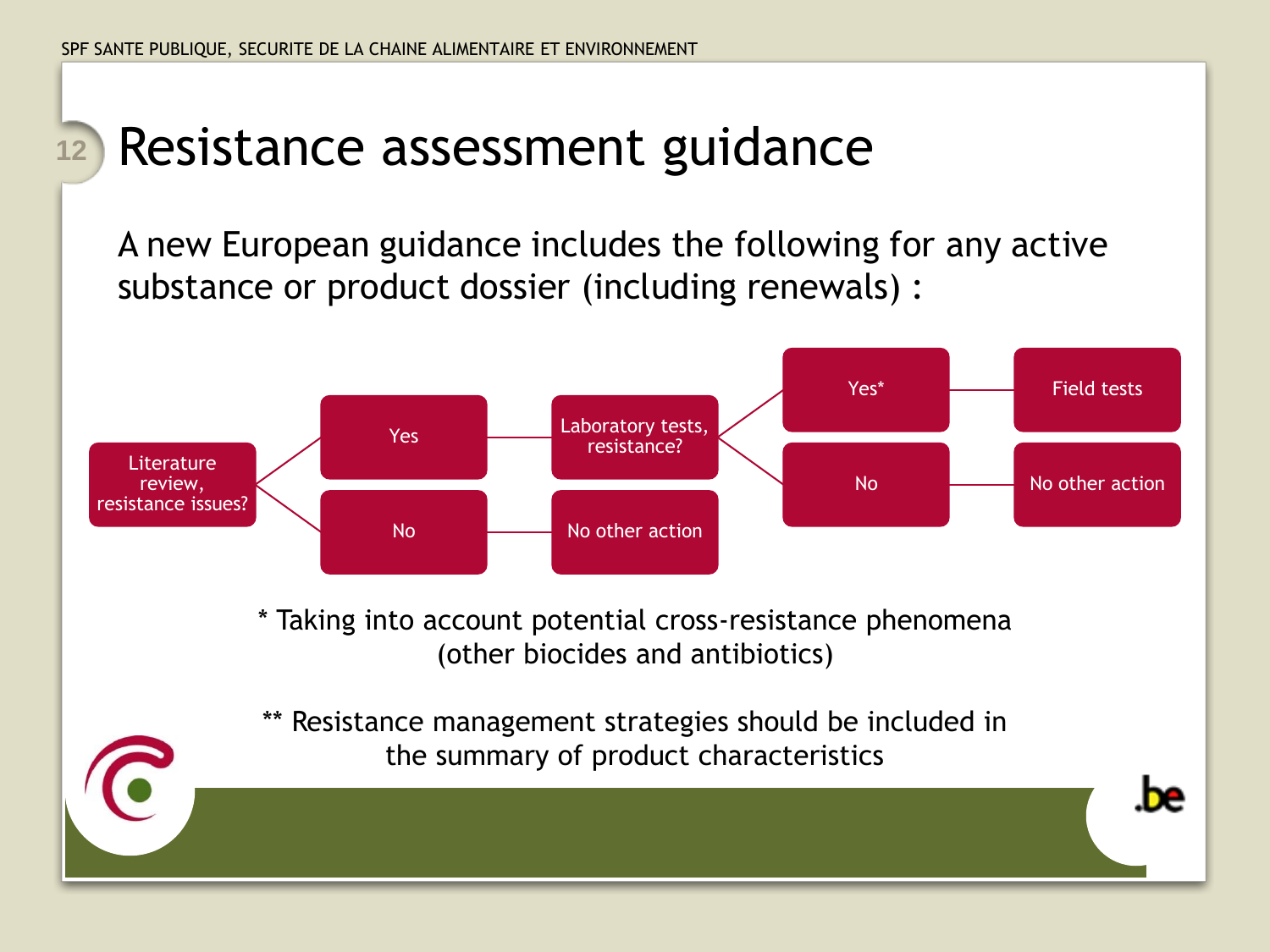# Resistance assessment guidance

A new European guidance includes the following for any active substance or product dossier (including renewals) :

- Literature review, resistance issues?
  - Yes → Laboratory tests, resistance?
    - Yes* → Field tests
    - No → No other action
  - No → No other action

\* Taking into account potential cross-resistance phenomena (other biocides and antibiotics)

** Resistance management strategies should be included in the summary of product characteristics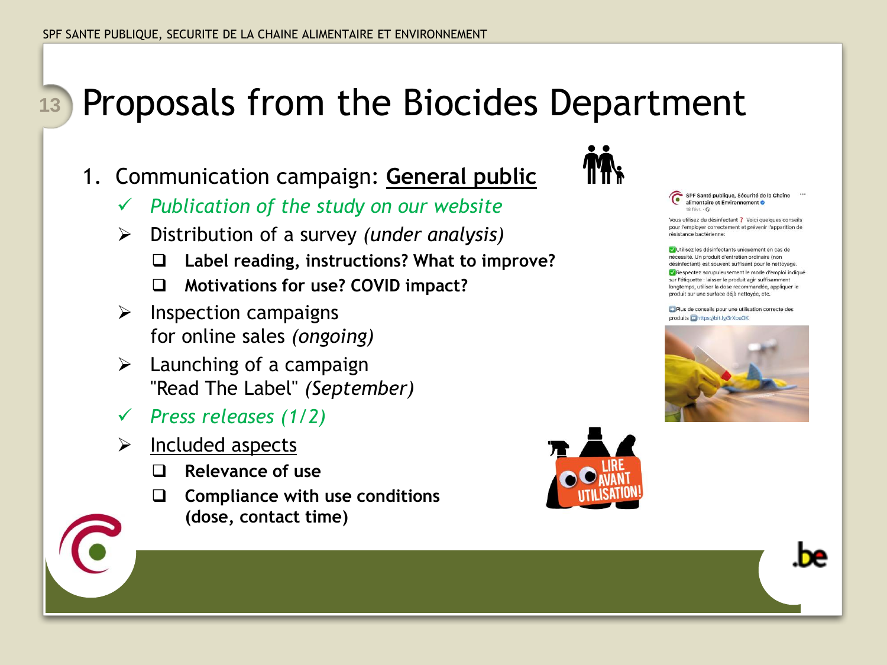# Proposals from the Biocides Department

1. Communication campaign: **General public**
   - ✓ *Publication of the study on our website*
   - ➢ Distribution of a survey *(under analysis)*
     - ❑ **Label reading, instructions? What to improve?**
     - ❑ **Motivations for use? COVID impact?**
   - ➢ Inspection campaigns for online sales *(ongoing)*
   - ➢ Launching of a campaign "Read The Label" *(September)*
   - ✓ *Press releases (1/2)*
   - ➢ Included aspects
     - ❑ **Relevance of use**
     - ❑ **Compliance with use conditions (dose, contact time)**

SPF Santé publique, Sécurité de la Chaîne alimentaire et Environnement
18 févr.

Vous utilisez du désinfectant ❓ Voici quelques conseils pour l'employer correctement et prévenir l'apparition de résistance bactérienne:

✅ Utilisez les désinfectants uniquement en cas de nécessité. Un produit d'entretien ordinaire (non désinfectant) est souvent suffisant pour le nettoyage.
✅ Respectez scrupuleusement le mode d'emploi indiqué sur l'étiquette : laisser le produit agir suffisamment longtemps, utiliser la dose recommandée, appliquer le produit sur une surface déjà nettoyée, etc.

➡️ Plus de conseils pour une utilisation correcte des produits ⏩ https://bit.ly/3rXcuOK

LIRE AVANT UTILISATION!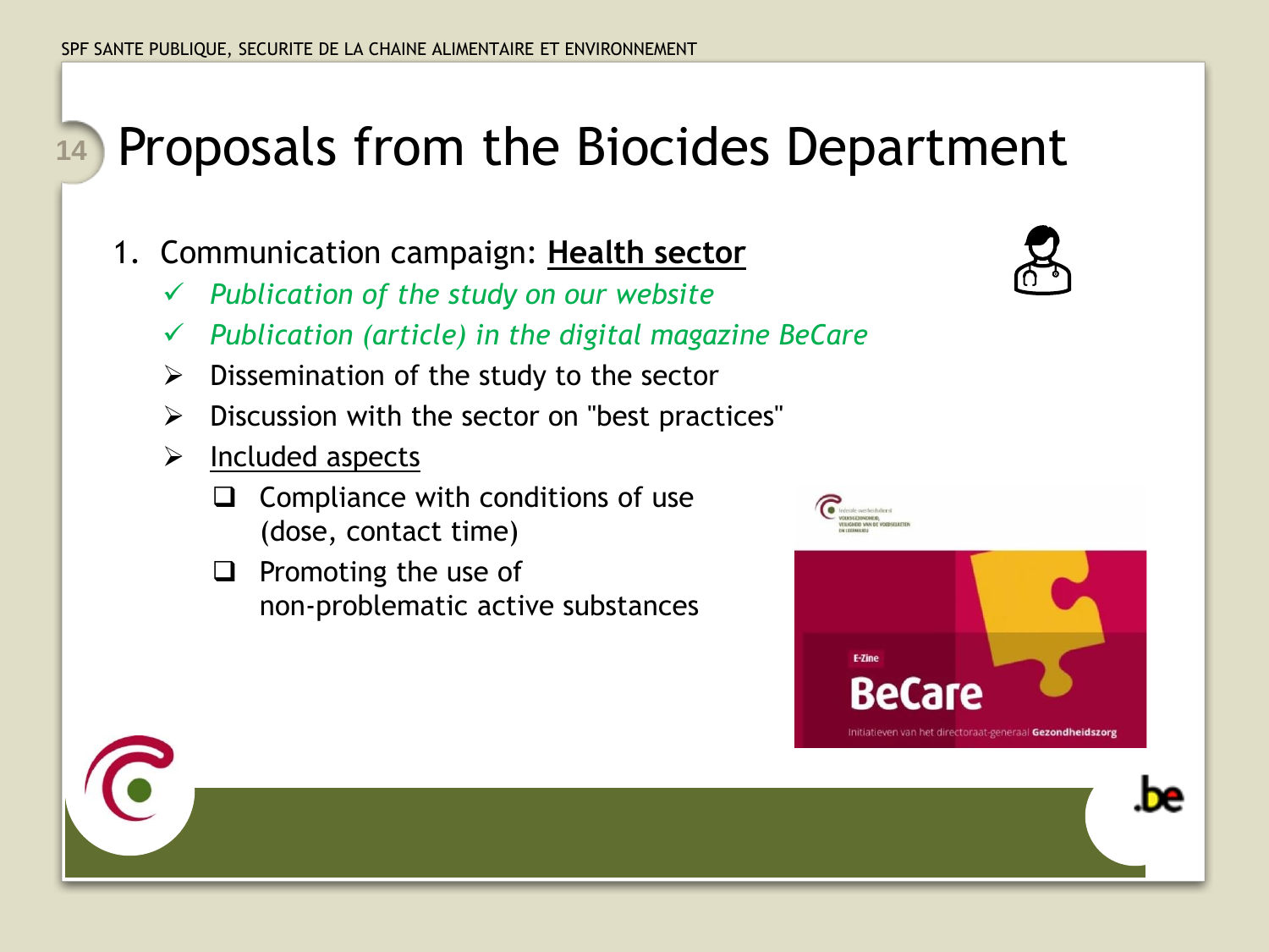# Proposals from the Biocides Department

1. Communication campaign: **Health sector**
   - ✓ *Publication of the study on our website*
   - ✓ *Publication (article) in the digital magazine BeCare*
   - ➢ Dissemination of the study to the sector
   - ➢ Discussion with the sector on "best practices"
   - ➢ Included aspects
     - ❑ Compliance with conditions of use (dose, contact time)
     - ❑ Promoting the use of non-problematic active substances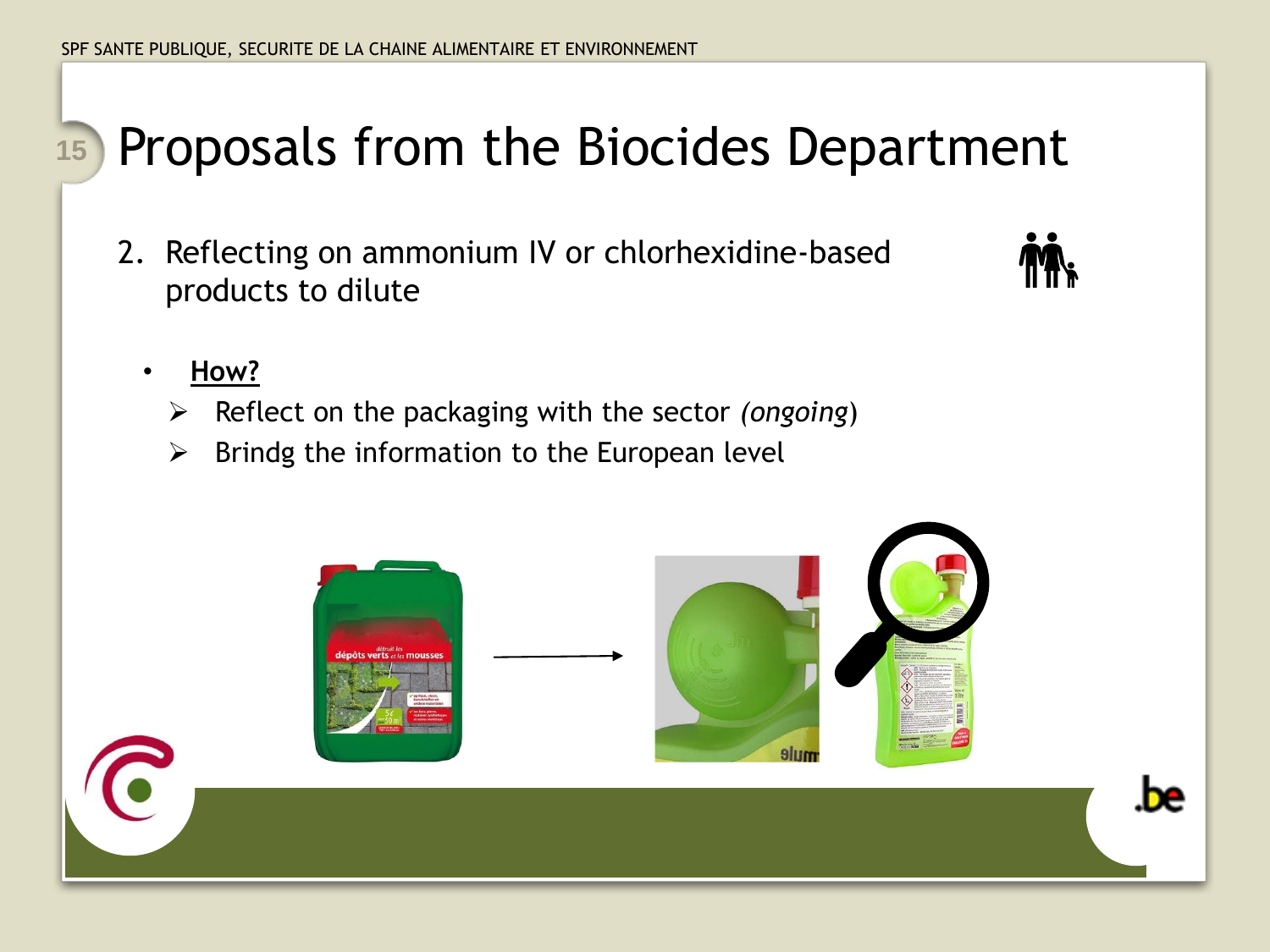# Proposals from the Biocides Department

2. Reflecting on ammonium IV or chlorhexidine-based products to dilute

- **How?**
  - ➢ Reflect on the packaging with the sector *(ongoing)*
  - ➢ Brindg the information to the European level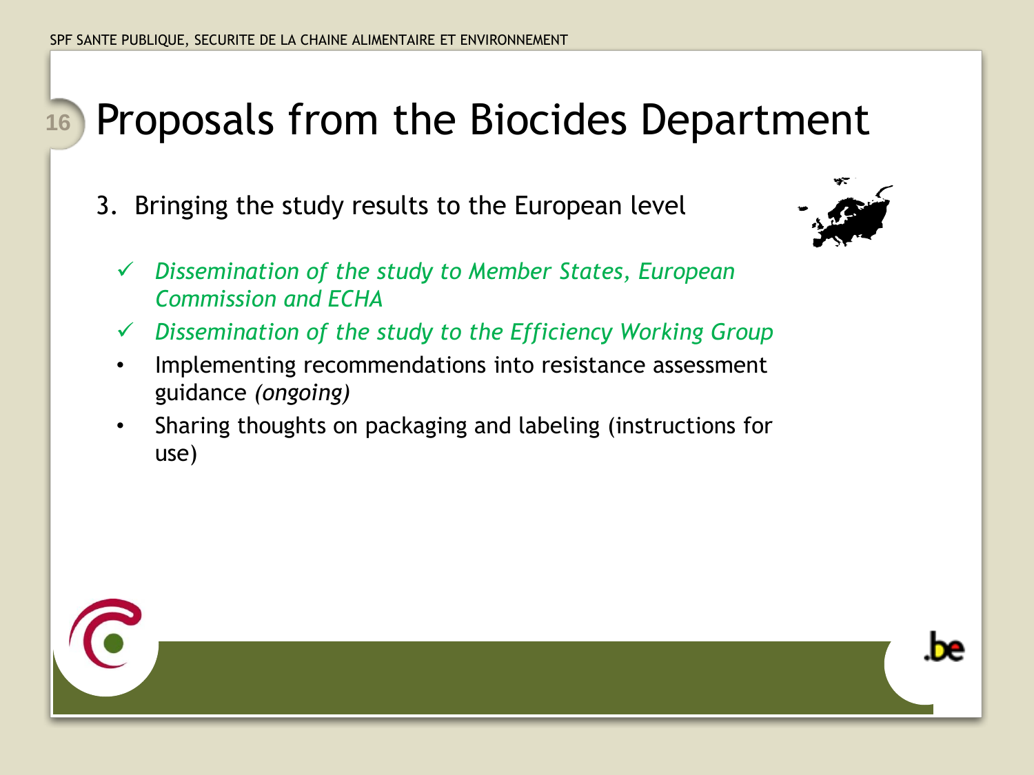# Proposals from the Biocides Department

3. Bringing the study results to the European level

   - ✓ *Dissemination of the study to Member States, European Commission and ECHA*
   - ✓ *Dissemination of the study to the Efficiency Working Group*
   - Implementing recommendations into resistance assessment guidance *(ongoing)*
   - Sharing thoughts on packaging and labeling (instructions for use)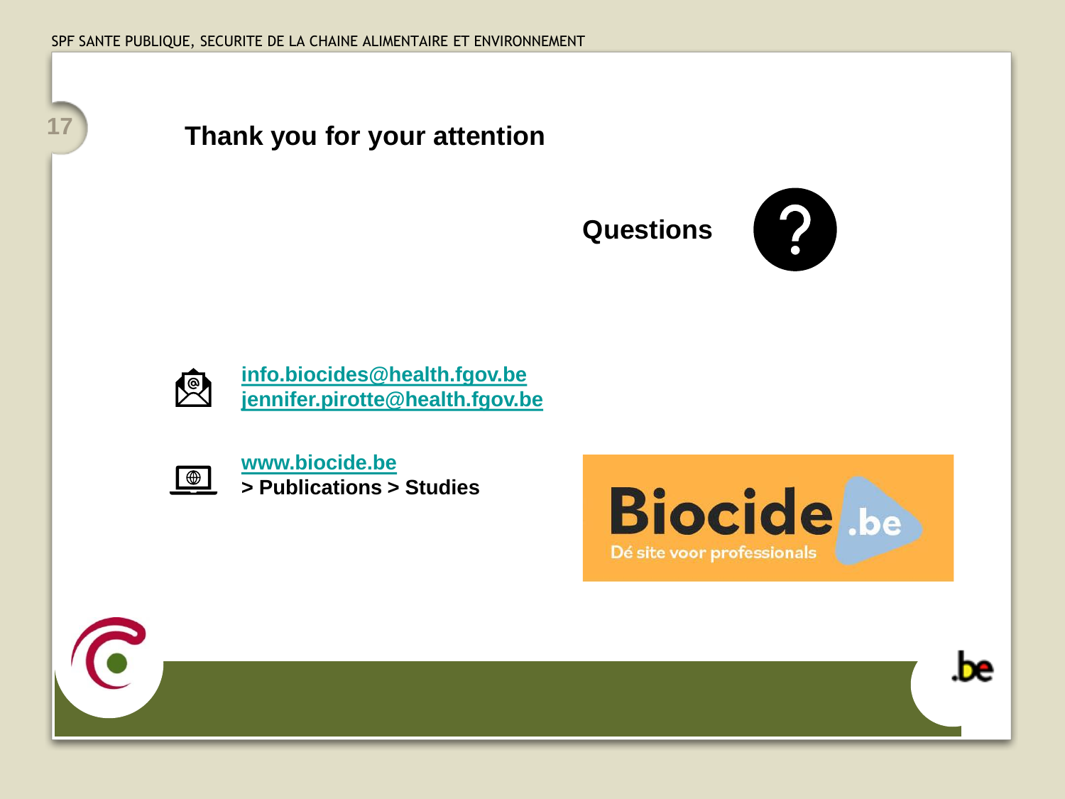# Thank you for your attention

**Questions**

info.biocides@health.fgov.be
jennifer.pirotte@health.fgov.be

www.biocide.be
**> Publications > Studies**

Biocide.be
Dé site voor professionals